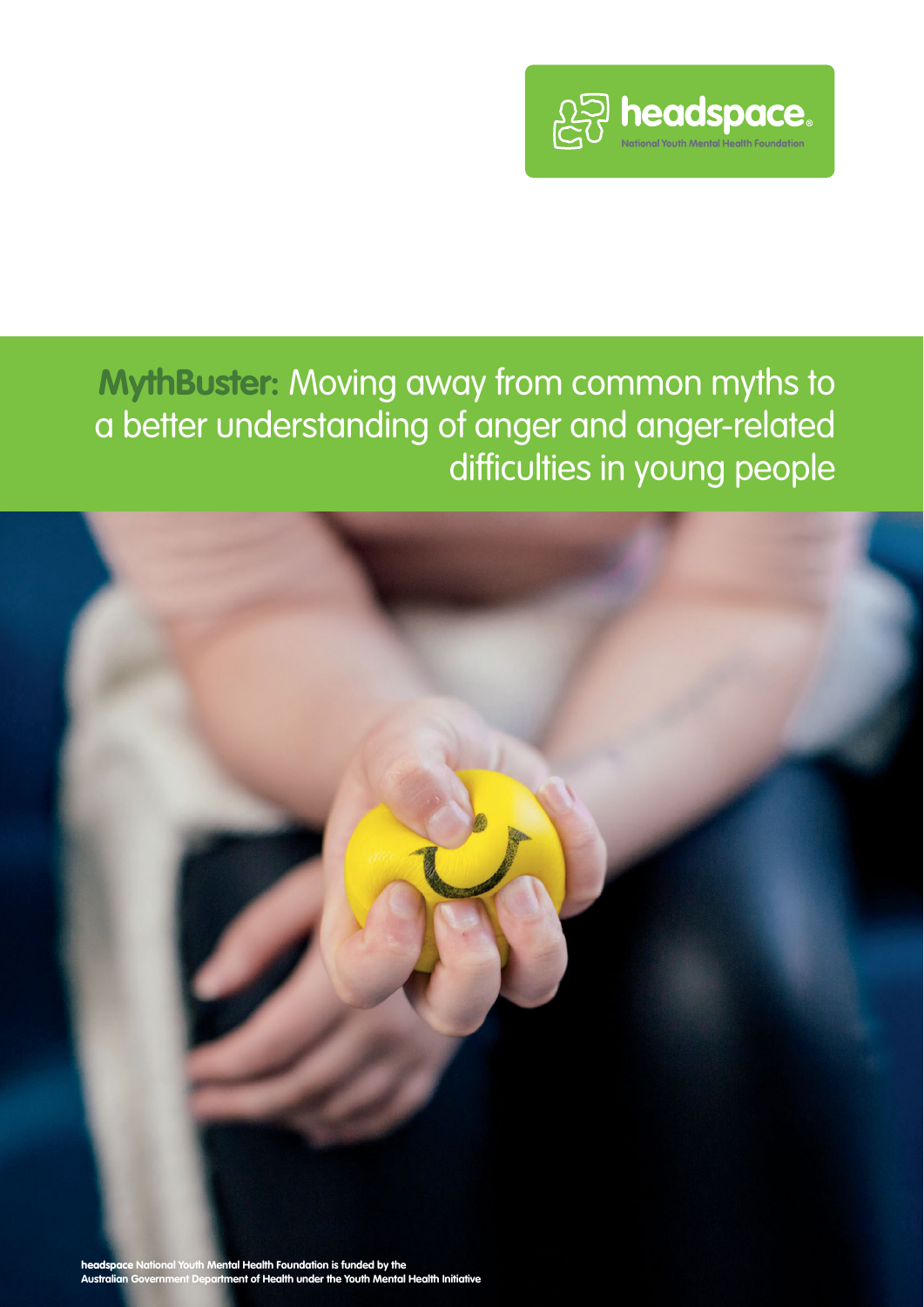headspace

National Youth Mental Health Foundation

# **MythBuster:** Moving away from common myths to a better understanding of anger and anger-related difficulties in young people

**headspace National Youth Mental Health Foundation is funded by the Australian Government Department of Health under the Youth Mental Health Initiative**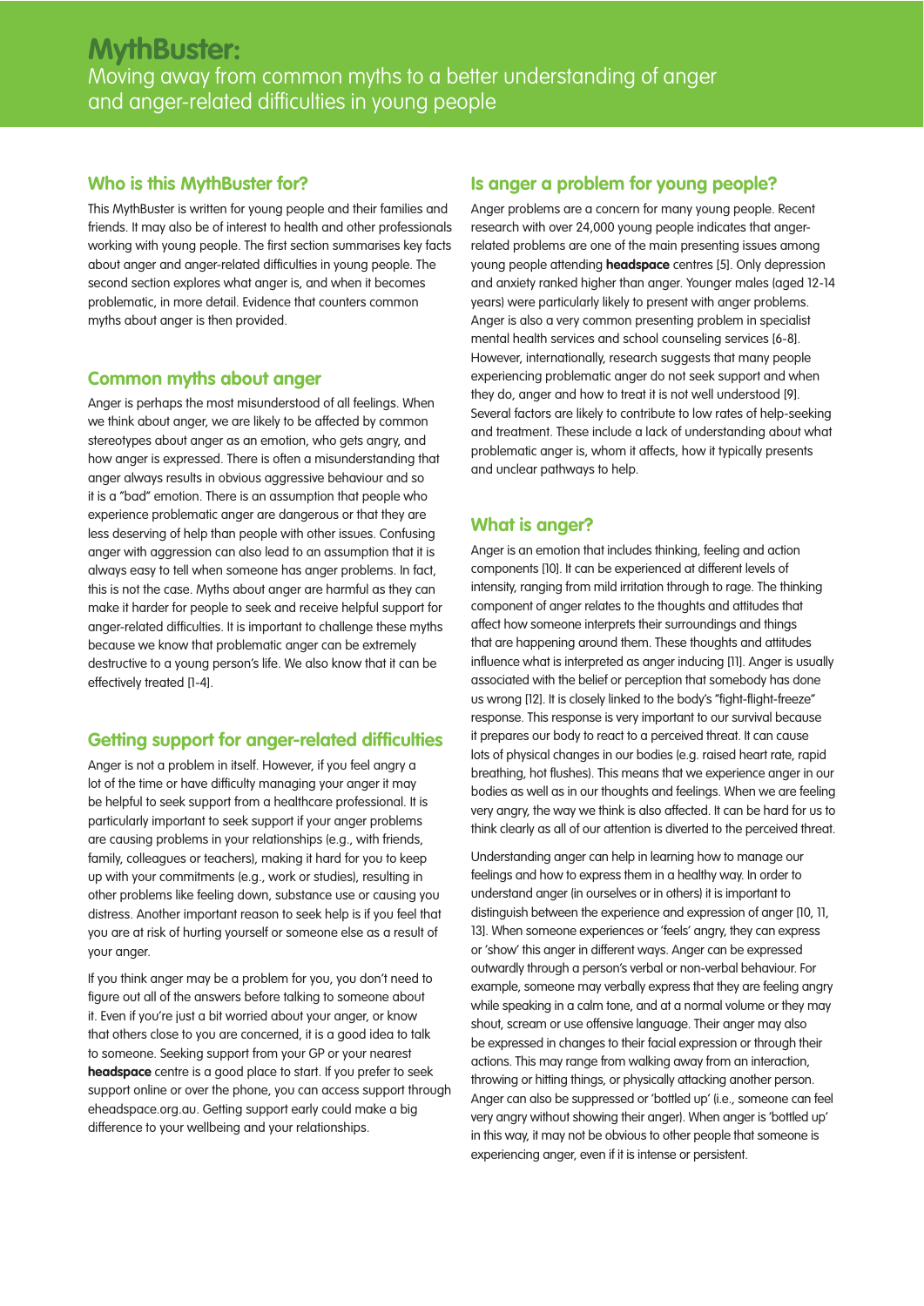# MythBuster:

Moving away from common myths to a better understanding of anger and anger-related difficulties in young people

## Who is this MythBuster for?

This MythBuster is written for young people and their families and friends. It may also be of interest to health and other professionals working with young people. The first section summarises key facts about anger and anger-related difficulties in young people. The second section explores what anger is, and when it becomes problematic, in more detail. Evidence that counters common myths about anger is then provided.

## Common myths about anger

Anger is perhaps the most misunderstood of all feelings. When we think about anger, we are likely to be affected by common stereotypes about anger as an emotion, who gets angry, and how anger is expressed. There is often a misunderstanding that anger always results in obvious aggressive behaviour and so it is a "bad" emotion. There is an assumption that people who experience problematic anger are dangerous or that they are less deserving of help than people with other issues. Confusing anger with aggression can also lead to an assumption that it is always easy to tell when someone has anger problems. In fact, this is not the case. Myths about anger are harmful as they can make it harder for people to seek and receive helpful support for anger-related difficulties. It is important to challenge these myths because we know that problematic anger can be extremely destructive to a young person's life. We also know that it can be effectively treated [1-4].

## Getting support for anger-related difficulties

Anger is not a problem in itself. However, if you feel angry a lot of the time or have difficulty managing your anger it may be helpful to seek support from a healthcare professional. It is particularly important to seek support if your anger problems are causing problems in your relationships (e.g., with friends, family, colleagues or teachers), making it hard for you to keep up with your commitments (e.g., work or studies), resulting in other problems like feeling down, substance use or causing you distress. Another important reason to seek help is if you feel that you are at risk of hurting yourself or someone else as a result of your anger.

If you think anger may be a problem for you, you don't need to figure out all of the answers before talking to someone about it. Even if you're just a bit worried about your anger, or know that others close to you are concerned, it is a good idea to talk to someone. Seeking support from your GP or your nearest **headspace** centre is a good place to start. If you prefer to seek support online or over the phone, you can access support through eheadspace.org.au. Getting support early could make a big difference to your wellbeing and your relationships.

## Is anger a problem for young people?

Anger problems are a concern for many young people. Recent research with over 24,000 young people indicates that anger-related problems are one of the main presenting issues among young people attending **headspace** centres [5]. Only depression and anxiety ranked higher than anger. Younger males (aged 12-14 years) were particularly likely to present with anger problems. Anger is also a very common presenting problem in specialist mental health services and school counseling services [6-8]. However, internationally, research suggests that many people experiencing problematic anger do not seek support and when they do, anger and how to treat it is not well understood [9]. Several factors are likely to contribute to low rates of help-seeking and treatment. These include a lack of understanding about what problematic anger is, whom it affects, how it typically presents and unclear pathways to help.

## What is anger?

Anger is an emotion that includes thinking, feeling and action components [10]. It can be experienced at different levels of intensity, ranging from mild irritation through to rage. The thinking component of anger relates to the thoughts and attitudes that affect how someone interprets their surroundings and things that are happening around them. These thoughts and attitudes influence what is interpreted as anger inducing [11]. Anger is usually associated with the belief or perception that somebody has done us wrong [12]. It is closely linked to the body's "fight-flight-freeze" response. This response is very important to our survival because it prepares our body to react to a perceived threat. It can cause lots of physical changes in our bodies (e.g. raised heart rate, rapid breathing, hot flushes). This means that we experience anger in our bodies as well as in our thoughts and feelings. When we are feeling very angry, the way we think is also affected. It can be hard for us to think clearly as all of our attention is diverted to the perceived threat.

Understanding anger can help in learning how to manage our feelings and how to express them in a healthy way. In order to understand anger (in ourselves or in others) it is important to distinguish between the experience and expression of anger [10, 11, 13]. When someone experiences or 'feels' angry, they can express or 'show' this anger in different ways. Anger can be expressed outwardly through a person's verbal or non-verbal behaviour. For example, someone may verbally express that they are feeling angry while speaking in a calm tone, and at a normal volume or they may shout, scream or use offensive language. Their anger may also be expressed in changes to their facial expression or through their actions. This may range from walking away from an interaction, throwing or hitting things, or physically attacking another person. Anger can also be suppressed or 'bottled up' (i.e., someone can feel very angry without showing their anger). When anger is 'bottled up' in this way, it may not be obvious to other people that someone is experiencing anger, even if it is intense or persistent.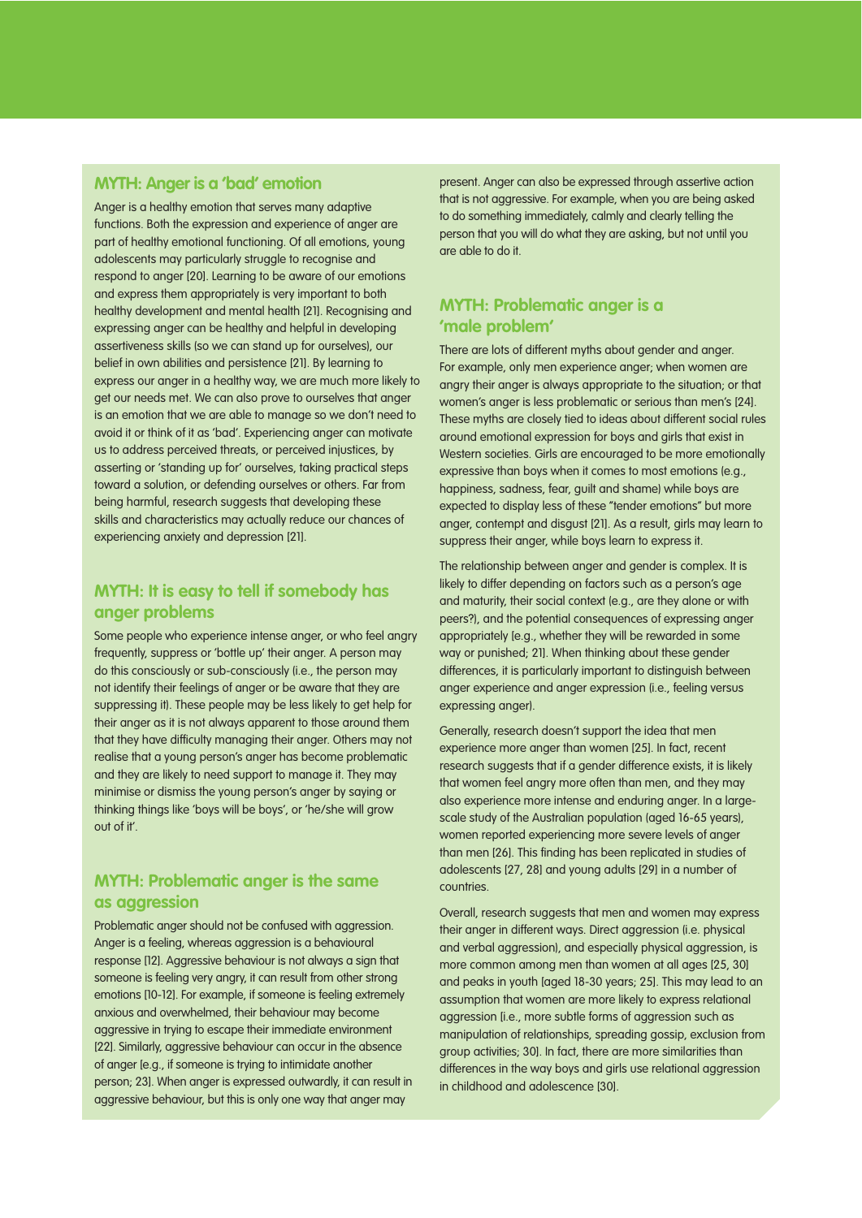## MYTH: Anger is a 'bad' emotion

Anger is a healthy emotion that serves many adaptive functions. Both the expression and experience of anger are part of healthy emotional functioning. Of all emotions, young adolescents may particularly struggle to recognise and respond to anger [20]. Learning to be aware of our emotions and express them appropriately is very important to both healthy development and mental health [21]. Recognising and expressing anger can be healthy and helpful in developing assertiveness skills (so we can stand up for ourselves), our belief in own abilities and persistence [21]. By learning to express our anger in a healthy way, we are much more likely to get our needs met. We can also prove to ourselves that anger is an emotion that we are able to manage so we don't need to avoid it or think of it as 'bad'. Experiencing anger can motivate us to address perceived threats, or perceived injustices, by asserting or 'standing up for' ourselves, taking practical steps toward a solution, or defending ourselves or others. Far from being harmful, research suggests that developing these skills and characteristics may actually reduce our chances of experiencing anxiety and depression [21].

## MYTH: It is easy to tell if somebody has anger problems

Some people who experience intense anger, or who feel angry frequently, suppress or 'bottle up' their anger. A person may do this consciously or sub-consciously (i.e., the person may not identify their feelings of anger or be aware that they are suppressing it). These people may be less likely to get help for their anger as it is not always apparent to those around them that they have difficulty managing their anger. Others may not realise that a young person's anger has become problematic and they are likely to need support to manage it. They may minimise or dismiss the young person's anger by saying or thinking things like 'boys will be boys', or 'he/she will grow out of it'.

## MYTH: Problematic anger is the same as aggression

Problematic anger should not be confused with aggression. Anger is a feeling, whereas aggression is a behavioural response [12]. Aggressive behaviour is not always a sign that someone is feeling very angry, it can result from other strong emotions [10-12]. For example, if someone is feeling extremely anxious and overwhelmed, their behaviour may become aggressive in trying to escape their immediate environment [22]. Similarly, aggressive behaviour can occur in the absence of anger (e.g., if someone is trying to intimidate another person; 23). When anger is expressed outwardly, it can result in aggressive behaviour, but this is only one way that anger may present. Anger can also be expressed through assertive action that is not aggressive. For example, when you are being asked to do something immediately, calmly and clearly telling the person that you will do what they are asking, but not until you are able to do it.

## MYTH: Problematic anger is a 'male problem'

There are lots of different myths about gender and anger. For example, only men experience anger; when women are angry their anger is always appropriate to the situation; or that women's anger is less problematic or serious than men's [24]. These myths are closely tied to ideas about different social rules around emotional expression for boys and girls that exist in Western societies. Girls are encouraged to be more emotionally expressive than boys when it comes to most emotions (e.g., happiness, sadness, fear, guilt and shame) while boys are expected to display less of these "tender emotions" but more anger, contempt and disgust [21]. As a result, girls may learn to suppress their anger, while boys learn to express it.

The relationship between anger and gender is complex. It is likely to differ depending on factors such as a person's age and maturity, their social context (e.g., are they alone or with peers?), and the potential consequences of expressing anger appropriately (e.g., whether they will be rewarded in some way or punished; 21). When thinking about these gender differences, it is particularly important to distinguish between anger experience and anger expression (i.e., feeling versus expressing anger).

Generally, research doesn't support the idea that men experience more anger than women [25]. In fact, recent research suggests that if a gender difference exists, it is likely that women feel angry more often than men, and they may also experience more intense and enduring anger. In a large-scale study of the Australian population (aged 16-65 years), women reported experiencing more severe levels of anger than men [26]. This finding has been replicated in studies of adolescents [27, 28] and young adults [29] in a number of countries.

Overall, research suggests that men and women may express their anger in different ways. Direct aggression (i.e. physical and verbal aggression), and especially physical aggression, is more common among men than women at all ages [25, 30] and peaks in youth (aged 18-30 years; 25). This may lead to an assumption that women are more likely to express relational aggression (i.e., more subtle forms of aggression such as manipulation of relationships, spreading gossip, exclusion from group activities; 30). In fact, there are more similarities than differences in the way boys and girls use relational aggression in childhood and adolescence [30].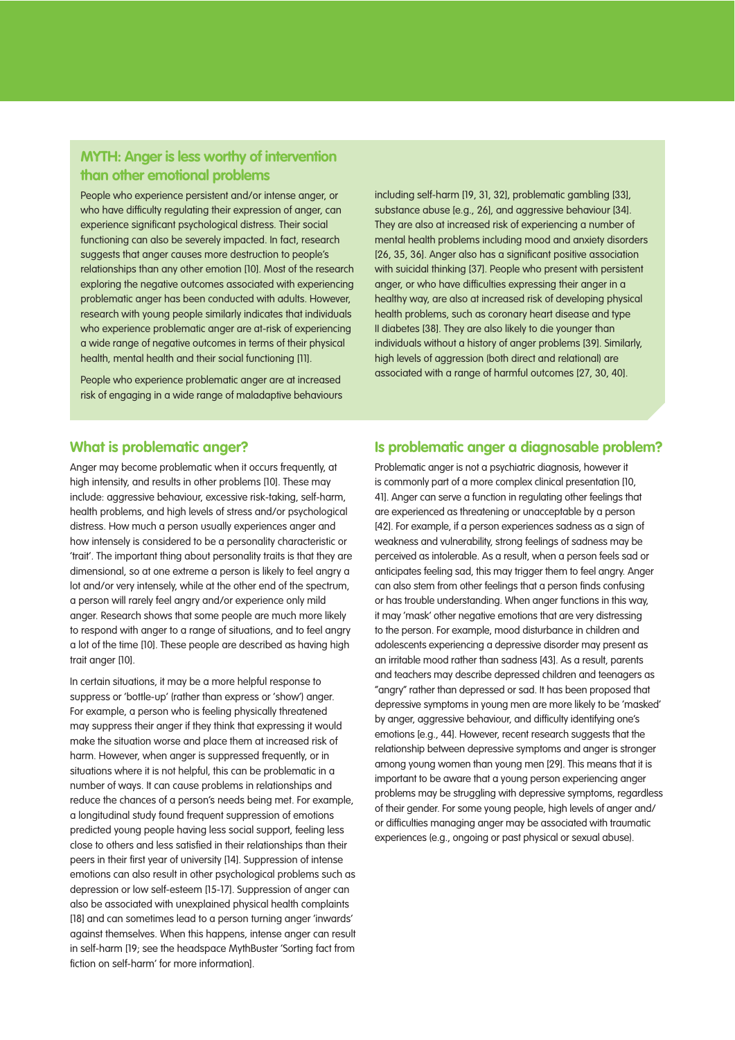## MYTH: Anger is less worthy of intervention than other emotional problems

People who experience persistent and/or intense anger, or who have difficulty regulating their expression of anger, can experience significant psychological distress. Their social functioning can also be severely impacted. In fact, research suggests that anger causes more destruction to people's relationships than any other emotion [10]. Most of the research exploring the negative outcomes associated with experiencing problematic anger has been conducted with adults. However, research with young people similarly indicates that individuals who experience problematic anger are at-risk of experiencing a wide range of negative outcomes in terms of their physical health, mental health and their social functioning [11].

People who experience problematic anger are at increased risk of engaging in a wide range of maladaptive behaviours including self-harm [19, 31, 32], problematic gambling [33], substance abuse [e.g., 26], and aggressive behaviour [34]. They are also at increased risk of experiencing a number of mental health problems including mood and anxiety disorders [26, 35, 36]. Anger also has a significant positive association with suicidal thinking [37]. People who present with persistent anger, or who have difficulties expressing their anger in a healthy way, are also at increased risk of developing physical health problems, such as coronary heart disease and type II diabetes [38]. They are also likely to die younger than individuals without a history of anger problems [39]. Similarly, high levels of aggression (both direct and relational) are associated with a range of harmful outcomes [27, 30, 40].

## What is problematic anger?

Anger may become problematic when it occurs frequently, at high intensity, and results in other problems [10]. These may include: aggressive behaviour, excessive risk-taking, self-harm, health problems, and high levels of stress and/or psychological distress. How much a person usually experiences anger and how intensely is considered to be a personality characteristic or 'trait'. The important thing about personality traits is that they are dimensional, so at one extreme a person is likely to feel angry a lot and/or very intensely, while at the other end of the spectrum, a person will rarely feel angry and/or experience only mild anger. Research shows that some people are much more likely to respond with anger to a range of situations, and to feel angry a lot of the time [10]. These people are described as having high trait anger [10].

In certain situations, it may be a more helpful response to suppress or 'bottle-up' (rather than express or 'show') anger. For example, a person who is feeling physically threatened may suppress their anger if they think that expressing it would make the situation worse and place them at increased risk of harm. However, when anger is suppressed frequently, or in situations where it is not helpful, this can be problematic in a number of ways. It can cause problems in relationships and reduce the chances of a person's needs being met. For example, a longitudinal study found frequent suppression of emotions predicted young people having less social support, feeling less close to others and less satisfied in their relationships than their peers in their first year of university [14]. Suppression of intense emotions can also result in other psychological problems such as depression or low self-esteem [15-17]. Suppression of anger can also be associated with unexplained physical health complaints [18] and can sometimes lead to a person turning anger 'inwards' against themselves. When this happens, intense anger can result in self-harm [19; see the headspace MythBuster 'Sorting fact from fiction on self-harm' for more information].

## Is problematic anger a diagnosable problem?

Problematic anger is not a psychiatric diagnosis, however it is commonly part of a more complex clinical presentation [10, 41]. Anger can serve a function in regulating other feelings that are experienced as threatening or unacceptable by a person [42]. For example, if a person experiences sadness as a sign of weakness and vulnerability, strong feelings of sadness may be perceived as intolerable. As a result, when a person feels sad or anticipates feeling sad, this may trigger them to feel angry. Anger can also stem from other feelings that a person finds confusing or has trouble understanding. When anger functions in this way, it may 'mask' other negative emotions that are very distressing to the person. For example, mood disturbance in children and adolescents experiencing a depressive disorder may present as an irritable mood rather than sadness [43]. As a result, parents and teachers may describe depressed children and teenagers as "angry" rather than depressed or sad. It has been proposed that depressive symptoms in young men are more likely to be 'masked' by anger, aggressive behaviour, and difficulty identifying one's emotions [e.g., 44]. However, recent research suggests that the relationship between depressive symptoms and anger is stronger among young women than young men [29]. This means that it is important to be aware that a young person experiencing anger problems may be struggling with depressive symptoms, regardless of their gender. For some young people, high levels of anger and/or difficulties managing anger may be associated with traumatic experiences (e.g., ongoing or past physical or sexual abuse).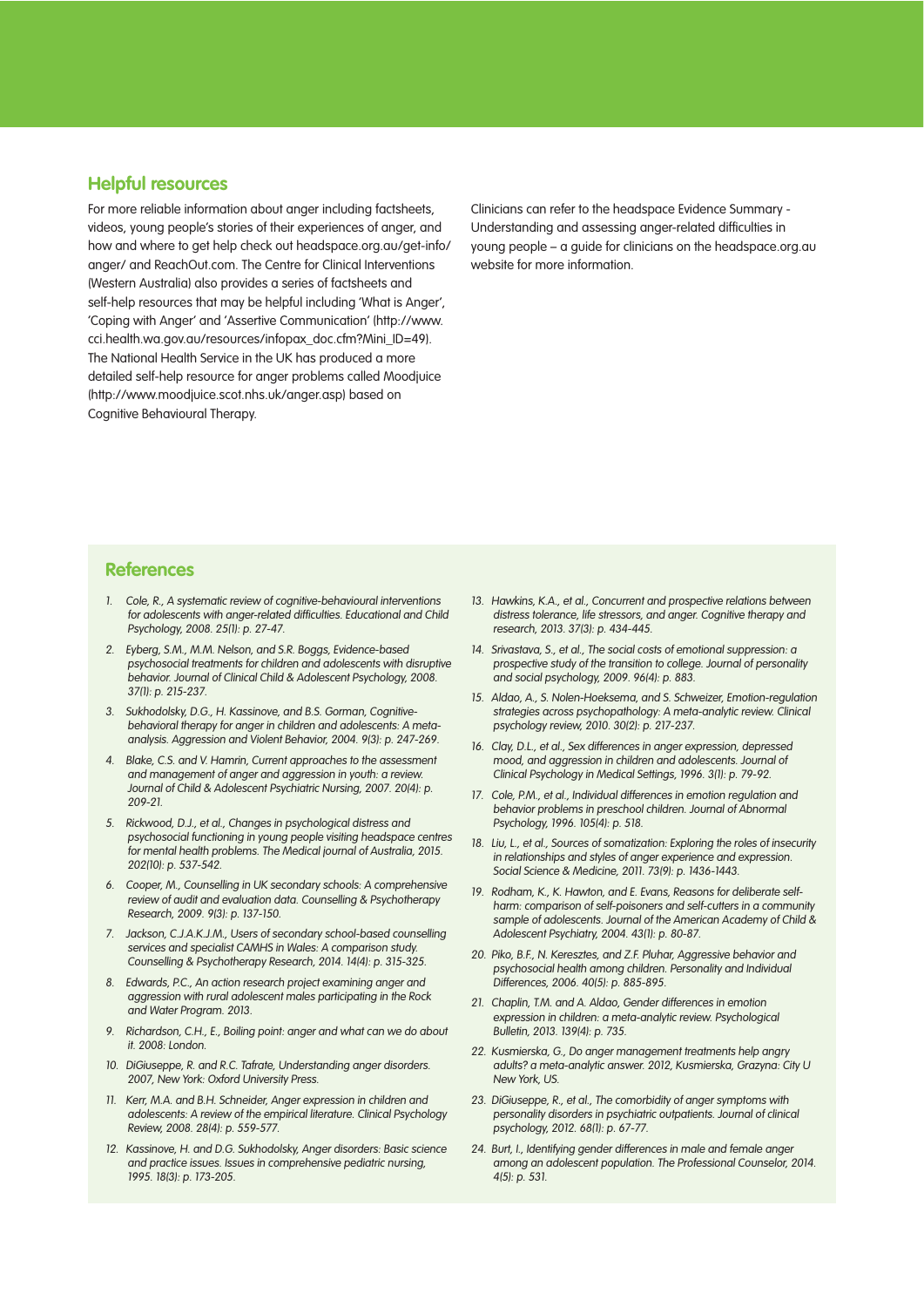## Helpful resources

For more reliable information about anger including factsheets, videos, young people's stories of their experiences of anger, and how and where to get help check out headspace.org.au/get-info/anger/ and ReachOut.com. The Centre for Clinical Interventions (Western Australia) also provides a series of factsheets and self-help resources that may be helpful including 'What is Anger', 'Coping with Anger' and 'Assertive Communication' (http://www.cci.health.wa.gov.au/resources/infopax_doc.cfm?Mini_ID=49). The National Health Service in the UK has produced a more detailed self-help resource for anger problems called Moodjuice (http://www.moodjuice.scot.nhs.uk/anger.asp) based on Cognitive Behavioural Therapy.

Clinicians can refer to the headspace Evidence Summary - Understanding and assessing anger-related difficulties in young people – a guide for clinicians on the headspace.org.au website for more information.

## References

1. *Cole, R., A systematic review of cognitive-behavioural interventions for adolescents with anger-related difficulties. Educational and Child Psychology, 2008. 25(1): p. 27-47.*
2. *Eyberg, S.M., M.M. Nelson, and S.R. Boggs, Evidence-based psychosocial treatments for children and adolescents with disruptive behavior. Journal of Clinical Child & Adolescent Psychology, 2008. 37(1): p. 215-237.*
3. *Sukhodolsky, D.G., H. Kassinove, and B.S. Gorman, Cognitive-behavioral therapy for anger in children and adolescents: A meta-analysis. Aggression and Violent Behavior, 2004. 9(3): p. 247-269.*
4. *Blake, C.S. and V. Hamrin, Current approaches to the assessment and management of anger and aggression in youth: a review. Journal of Child & Adolescent Psychiatric Nursing, 2007. 20(4): p. 209-21.*
5. *Rickwood, D.J., et al., Changes in psychological distress and psychosocial functioning in young people visiting headspace centres for mental health problems. The Medical journal of Australia, 2015. 202(10): p. 537-542.*
6. *Cooper, M., Counselling in UK secondary schools: A comprehensive review of audit and evaluation data. Counselling & Psychotherapy Research, 2009. 9(3): p. 137-150.*
7. *Jackson, C.J.A.K.J.M., Users of secondary school-based counselling services and specialist CAMHS in Wales: A comparison study. Counselling & Psychotherapy Research, 2014. 14(4): p. 315-325.*
8. *Edwards, P.C., An action research project examining anger and aggression with rural adolescent males participating in the Rock and Water Program. 2013.*
9. *Richardson, C.H., E., Boiling point: anger and what can we do about it. 2008: London.*
10. *DiGiuseppe, R. and R.C. Tafrate, Understanding anger disorders. 2007, New York: Oxford University Press.*
11. *Kerr, M.A. and B.H. Schneider, Anger expression in children and adolescents: A review of the empirical literature. Clinical Psychology Review, 2008. 28(4): p. 559-577.*
12. *Kassinove, H. and D.G. Sukhodolsky, Anger disorders: Basic science and practice issues. Issues in comprehensive pediatric nursing, 1995. 18(3): p. 173-205.*
13. *Hawkins, K.A., et al., Concurrent and prospective relations between distress tolerance, life stressors, and anger. Cognitive therapy and research, 2013. 37(3): p. 434-445.*
14. *Srivastava, S., et al., The social costs of emotional suppression: a prospective study of the transition to college. Journal of personality and social psychology, 2009. 96(4): p. 883.*
15. *Aldao, A., S. Nolen-Hoeksema, and S. Schweizer, Emotion-regulation strategies across psychopathology: A meta-analytic review. Clinical psychology review, 2010. 30(2): p. 217-237.*
16. *Clay, D.L., et al., Sex differences in anger expression, depressed mood, and aggression in children and adolescents. Journal of Clinical Psychology in Medical Settings, 1996. 3(1): p. 79-92.*
17. *Cole, P.M., et al., Individual differences in emotion regulation and behavior problems in preschool children. Journal of Abnormal Psychology, 1996. 105(4): p. 518.*
18. *Liu, L., et al., Sources of somatization: Exploring the roles of insecurity in relationships and styles of anger experience and expression. Social Science & Medicine, 2011. 73(9): p. 1436-1443.*
19. *Rodham, K., K. Hawton, and E. Evans, Reasons for deliberate self-harm: comparison of self-poisoners and self-cutters in a community sample of adolescents. Journal of the American Academy of Child & Adolescent Psychiatry, 2004. 43(1): p. 80-87.*
20. *Piko, B.F., N. Keresztes, and Z.F. Pluhar, Aggressive behavior and psychosocial health among children. Personality and Individual Differences, 2006. 40(5): p. 885-895.*
21. *Chaplin, T.M. and A. Aldao, Gender differences in emotion expression in children: a meta-analytic review. Psychological Bulletin, 2013. 139(4): p. 735.*
22. *Kusmierska, G., Do anger management treatments help angry adults? a meta-analytic answer. 2012, Kusmierska, Grazyna: City U New York, US.*
23. *DiGiuseppe, R., et al., The comorbidity of anger symptoms with personality disorders in psychiatric outpatients. Journal of clinical psychology, 2012. 68(1): p. 67-77.*
24. *Burt, I., Identifying gender differences in male and female anger among an adolescent population. The Professional Counselor, 2014. 4(5): p. 531.*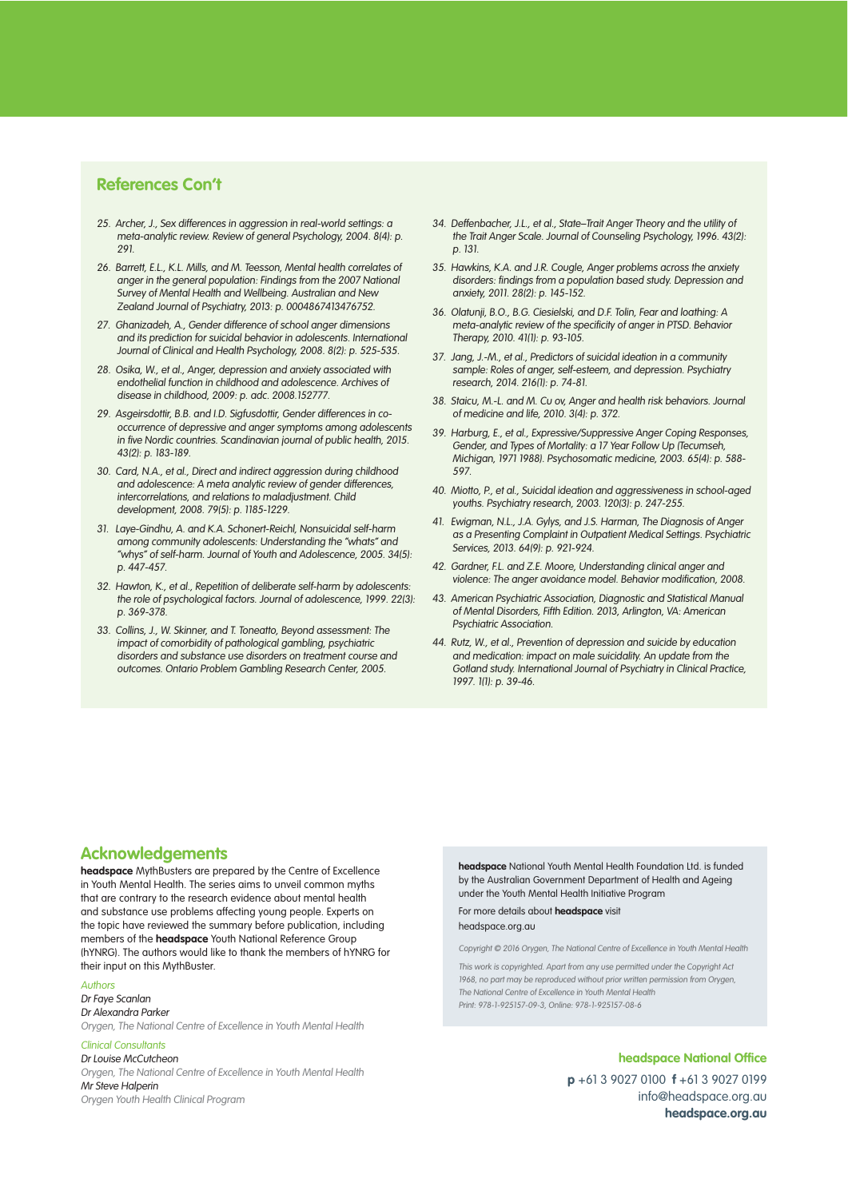## References Con't

25. Archer, J., Sex differences in aggression in real-world settings: a meta-analytic review. Review of general Psychology, 2004. 8(4): p. 291.
26. Barrett, E.L., K.L. Mills, and M. Teesson, Mental health correlates of anger in the general population: Findings from the 2007 National Survey of Mental Health and Wellbeing. Australian and New Zealand Journal of Psychiatry, 2013: p. 0004867413476752.
27. Ghanizadeh, A., Gender difference of school anger dimensions and its prediction for suicidal behavior in adolescents. International Journal of Clinical and Health Psychology, 2008. 8(2): p. 525-535.
28. Osika, W., et al., Anger, depression and anxiety associated with endothelial function in childhood and adolescence. Archives of disease in childhood, 2009: p. adc. 2008.152777.
29. Asgeirsdottir, B.B. and I.D. Sigfusdottir, Gender differences in co-occurrence of depressive and anger symptoms among adolescents in five Nordic countries. Scandinavian journal of public health, 2015. 43(2): p. 183-189.
30. Card, N.A., et al., Direct and indirect aggression during childhood and adolescence: A meta analytic review of gender differences, intercorrelations, and relations to maladjustment. Child development, 2008. 79(5): p. 1185-1229.
31. Laye-Gindhu, A. and K.A. Schonert-Reichl, Nonsuicidal self-harm among community adolescents: Understanding the "whats" and "whys" of self-harm. Journal of Youth and Adolescence, 2005. 34(5): p. 447-457.
32. Hawton, K., et al., Repetition of deliberate self-harm by adolescents: the role of psychological factors. Journal of adolescence, 1999. 22(3): p. 369-378.
33. Collins, J., W. Skinner, and T. Toneatto, Beyond assessment: The impact of comorbidity of pathological gambling, psychiatric disorders and substance use disorders on treatment course and outcomes. Ontario Problem Gambling Research Center, 2005.
34. Deffenbacher, J.L., et al., State–Trait Anger Theory and the utility of the Trait Anger Scale. Journal of Counseling Psychology, 1996. 43(2): p. 131.
35. Hawkins, K.A. and J.R. Cougle, Anger problems across the anxiety disorders: findings from a population based study. Depression and anxiety, 2011. 28(2): p. 145-152.
36. Olatunji, B.O., B.G. Ciesielski, and D.F. Tolin, Fear and loathing: A meta-analytic review of the specificity of anger in PTSD. Behavior Therapy, 2010. 41(1): p. 93-105.
37. Jang, J.-M., et al., Predictors of suicidal ideation in a community sample: Roles of anger, self-esteem, and depression. Psychiatry research, 2014. 216(1): p. 74-81.
38. Staicu, M.-L. and M. Cu ov, Anger and health risk behaviors. Journal of medicine and life, 2010. 3(4): p. 372.
39. Harburg, E., et al., Expressive/Suppressive Anger Coping Responses, Gender, and Types of Mortality: a 17 Year Follow Up (Tecumseh, Michigan, 1971 1988). Psychosomatic medicine, 2003. 65(4): p. 588-597.
40. Miotto, P., et al., Suicidal ideation and aggressiveness in school-aged youths. Psychiatry research, 2003. 120(3): p. 247-255.
41. Ewigman, N.L., J.A. Gylys, and J.S. Harman, The Diagnosis of Anger as a Presenting Complaint in Outpatient Medical Settings. Psychiatric Services, 2013. 64(9): p. 921-924.
42. Gardner, F.L. and Z.E. Moore, Understanding clinical anger and violence: The anger avoidance model. Behavior modification, 2008.
43. American Psychiatric Association, Diagnostic and Statistical Manual of Mental Disorders, Fifth Edition. 2013, Arlington, VA: American Psychiatric Association.
44. Rutz, W., et al., Prevention of depression and suicide by education and medication: impact on male suicidality. An update from the Gotland study. International Journal of Psychiatry in Clinical Practice, 1997. 1(1): p. 39-46.

## Acknowledgements

**headspace** MythBusters are prepared by the Centre of Excellence in Youth Mental Health. The series aims to unveil common myths that are contrary to the research evidence about mental health and substance use problems affecting young people. Experts on the topic have reviewed the summary before publication, including members of the **headspace** Youth National Reference Group (hYNRG). The authors would like to thank the members of hYNRG for their input on this MythBuster.

*Authors*

*Dr Faye Scanlan*
*Dr Alexandra Parker*
*Orygen, The National Centre of Excellence in Youth Mental Health*

*Clinical Consultants*

*Dr Louise McCutcheon*
*Orygen, The National Centre of Excellence in Youth Mental Health*
*Mr Steve Halperin*
*Orygen Youth Health Clinical Program*

**headspace** National Youth Mental Health Foundation Ltd. is funded by the Australian Government Department of Health and Ageing under the Youth Mental Health Initiative Program

For more details about **headspace** visit headspace.org.au

*Copyright © 2016 Orygen, The National Centre of Excellence in Youth Mental Health*

*This work is copyrighted. Apart from any use permitted under the Copyright Act 1968, no part may be reproduced without prior written permission from Orygen, The National Centre of Excellence in Youth Mental Health*
*Print: 978-1-925157-09-3, Online: 978-1-925157-08-6*

**headspace National Office**

**p** +61 3 9027 0100 **f** +61 3 9027 0199
info@headspace.org.au
**headspace.org.au**